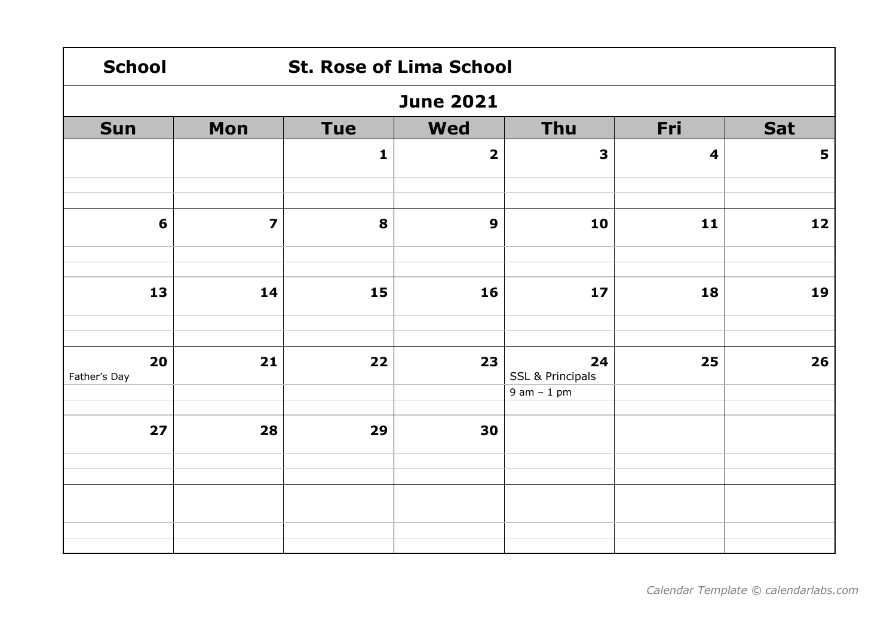**School** **St. Rose of Lima School**

## June 2021

| Sun | Mon | Tue | Wed | Thu | Fri | Sat |
|---|---|---|---|---|---|---|
| | | 1 | 2 | 3 | 4 | 5 |
| 6 | 7 | 8 | 9 | 10 | 11 | 12 |
| 13 | 14 | 15 | 16 | 17 | 18 | 19 |
| 20 Father's Day | 21 | 22 | 23 | 24 SSL & Principals 9 am – 1 pm | 25 | 26 |
| 27 | 28 | 29 | 30 | | | |
| | | | | | | |

*Calendar Template © calendarlabs.com*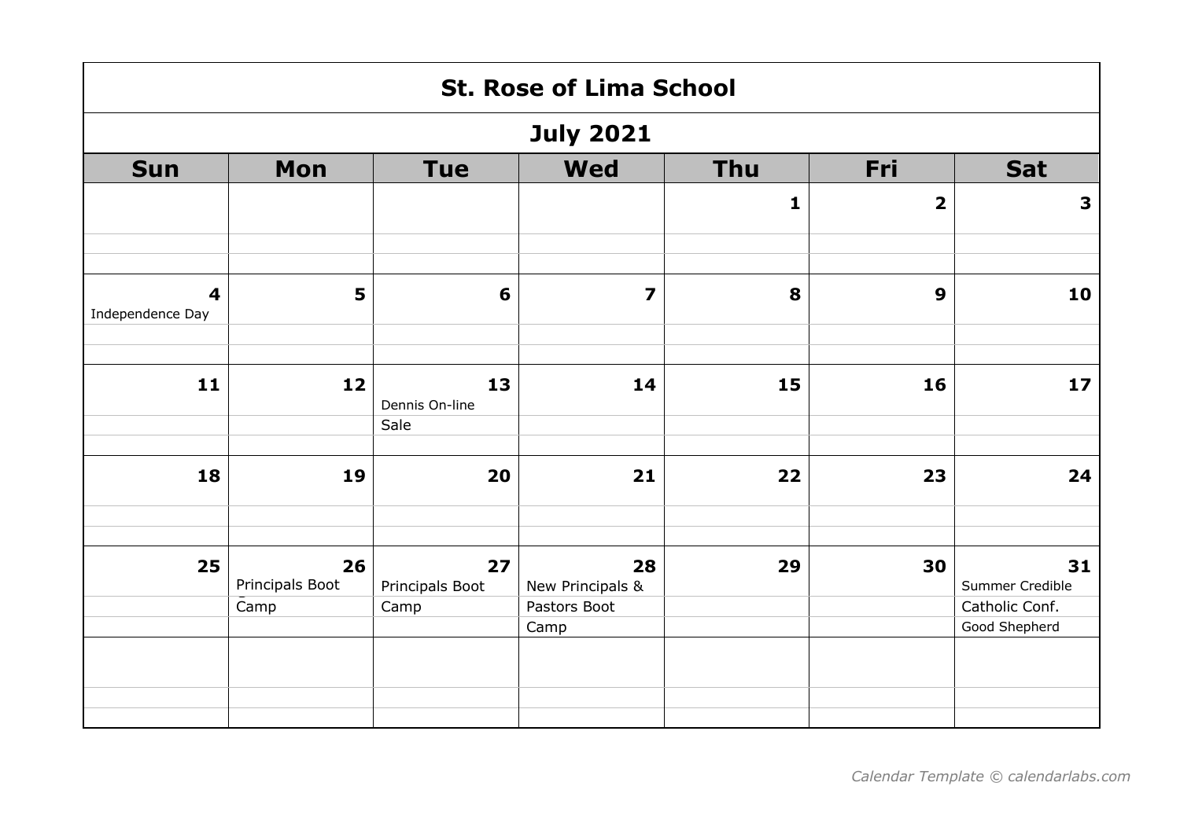# St. Rose of Lima School

## July 2021

| Sun | Mon | Tue | Wed | Thu | Fri | Sat |
|---|---|---|---|---|---|---|
| | | | | 1 | 2 | 3 |
| 4 Independence Day | 5 | 6 | 7 | 8 | 9 | 10 |
| 11 | 12 | 13 Dennis On-line Sale | 14 | 15 | 16 | 17 |
| 18 | 19 | 20 | 21 | 22 | 23 | 24 |
| 25 | 26 Principals Boot Camp | 27 Principals Boot Camp | 28 New Principals & Pastors Boot Camp | 29 | 30 | 31 Summer Credible Catholic Conf. Good Shepherd |
| | | | | | | |

*Calendar Template © calendarlabs.com*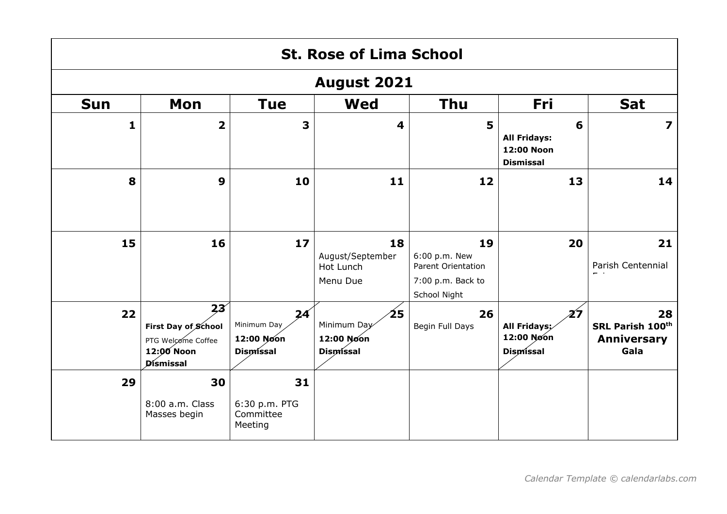# St. Rose of Lima School

## August 2021

| Sun | Mon | Tue | Wed | Thu | Fri | Sat |
|---|---|---|---|---|---|---|
| **1** | **2** | **3** | **4** | **5** | **6** **All Fridays: 12:00 Noon Dismissal** | **7** |
| **8** | **9** | **10** | **11** | **12** | **13** | **14** |
| **15** | **16** | **17** | **18** August/September Hot Lunch Menu Due | **19** 6:00 p.m. New Parent Orientation 7:00 p.m. Back to School Night | **20** | **21** Parish Centennial Fair |
| **22** | **23** **First Day of School** PTG Welcome Coffee **12:00 Noon Dismissal** | **24** Minimum Day **12:00 Noon Dismissal** | **25** Minimum Day **12:00 Noon Dismissal** | **26** Begin Full Days | **27** **All Fridays: 12:00 Noon Dismissal** | **28** **SRL Parish 100th Anniversary Gala** |
| **29** | **30** 8:00 a.m. Class Masses begin | **31** 6:30 p.m. PTG Committee Meeting | | | | |

*Calendar Template © calendarlabs.com*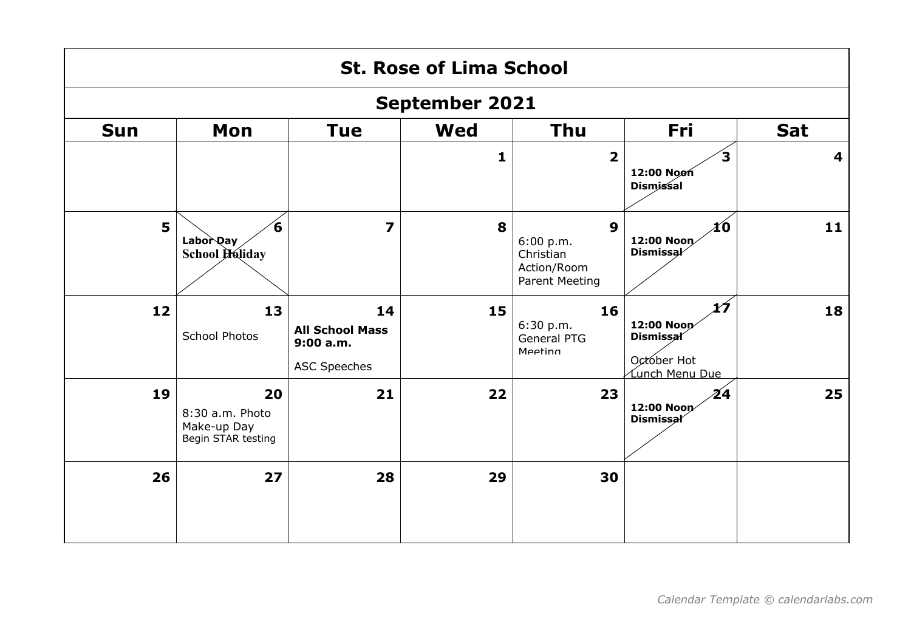# St. Rose of Lima School

## September 2021

| Sun | Mon | Tue | Wed | Thu | Fri | Sat |
|---|---|---|---|---|---|---|
| | | | 1 | 2 | 3 **12:00 Noon Dismissal** | 4 |
| 5 | 6 **Labor Day** **School Holiday** | 7 | 8 | 9 6:00 p.m. Christian Action/Room Parent Meeting | 10 **12:00 Noon Dismissal** | 11 |
| 12 | 13 School Photos | 14 **All School Mass 9:00 a.m.** ASC Speeches | 15 | 16 6:30 p.m. General PTG Meeting | 17 **12:00 Noon Dismissal** October Hot Lunch Menu Due | 18 |
| 19 | 20 8:30 a.m. Photo Make-up Day Begin STAR testing | 21 | 22 | 23 | 24 **12:00 Noon Dismissal** | 25 |
| 26 | 27 | 28 | 29 | 30 | | |

*Calendar Template © calendarlabs.com*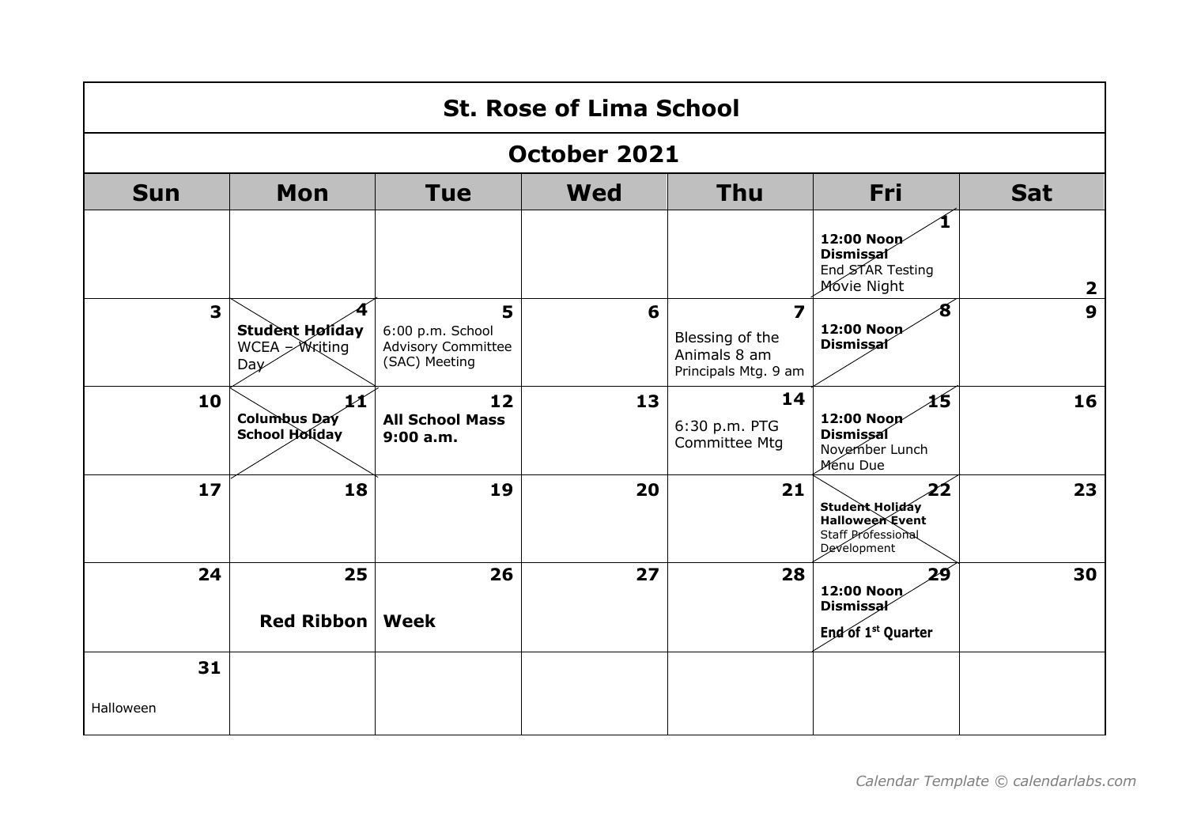# St. Rose of Lima School

## October 2021

| Sun | Mon | Tue | Wed | Thu | Fri | Sat |
|---|---|---|---|---|---|---|
| | | | | | 1 **12:00 Noon Dismissal** End STAR Testing Movie Night | 2 |
| 3 | 4 **Student Holiday** WCEA – Writing Day | 5 6:00 p.m. School Advisory Committee (SAC) Meeting | 6 | 7 Blessing of the Animals 8 am Principals Mtg. 9 am | 8 **12:00 Noon Dismissal** | 9 |
| 10 | 11 **Columbus Day School Holiday** | 12 **All School Mass 9:00 a.m.** | 13 | 14 6:30 p.m. PTG Committee Mtg | 15 **12:00 Noon Dismissal** November Lunch Menu Due | 16 |
| 17 | 18 | 19 | 20 | 21 | 22 **Student Holiday Halloween Event** Staff Professional Development | 23 |
| 24 | 25 **Red Ribbon** | 26 **Week** | 27 | 28 | 29 **12:00 Noon Dismissal** **End of 1st Quarter** | 30 |
| 31 Halloween | | | | | | |

*Calendar Template © calendarlabs.com*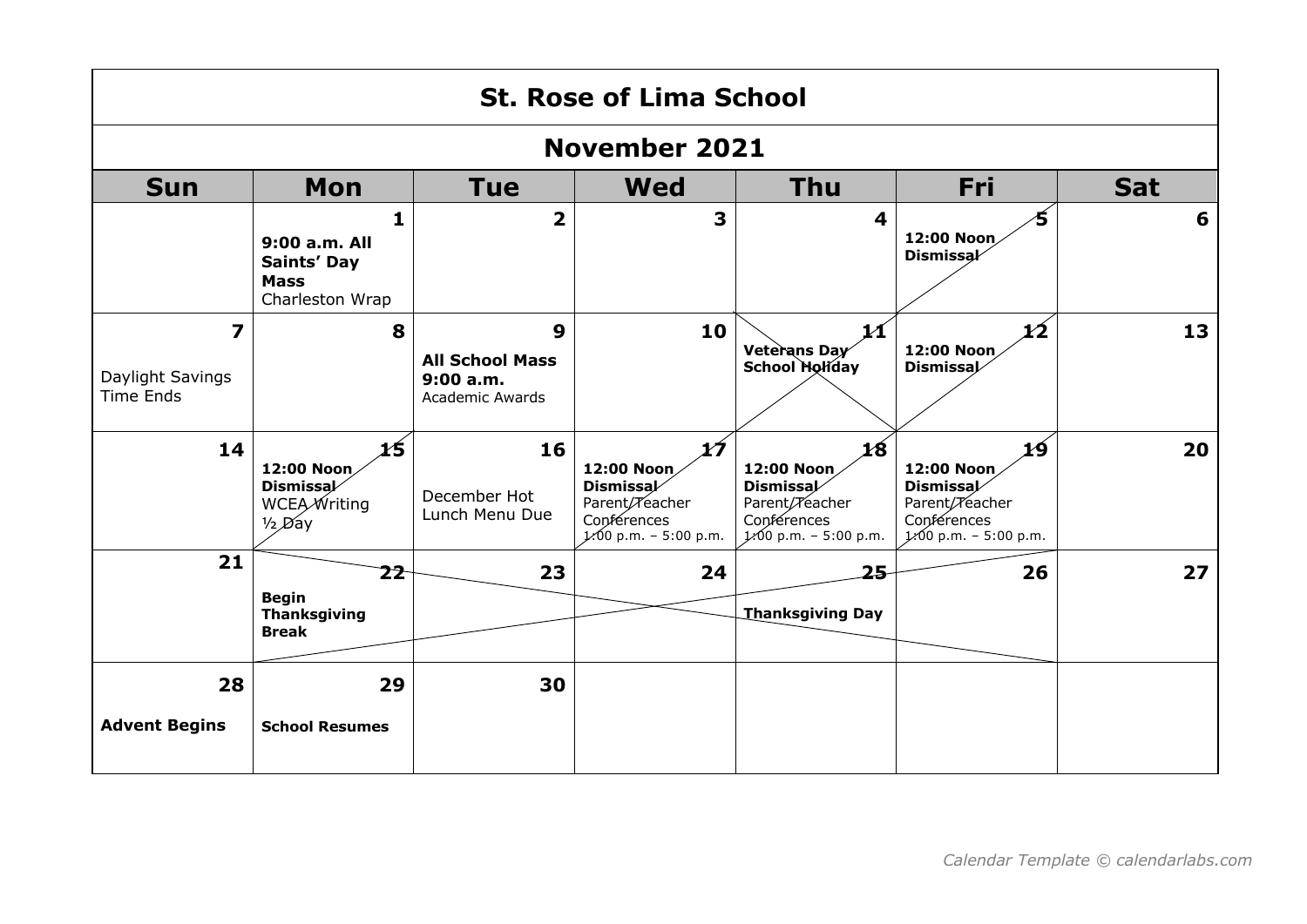# St. Rose of Lima School

## November 2021

| Sun | Mon | Tue | Wed | Thu | Fri | Sat |
|---|---|---|---|---|---|---|
| | 1 **9:00 a.m. All Saints' Day Mass** Charleston Wrap | 2 | 3 | 4 | 5 **12:00 Noon Dismissal** | 6 |
| 7 Daylight Savings Time Ends | 8 | 9 **All School Mass 9:00 a.m.** Academic Awards | 10 | 11 **Veterans Day School Holiday** | 12 **12:00 Noon Dismissal** | 13 |
| 14 | 15 **12:00 Noon Dismissal** WCEA Writing ½ Day | 16 December Hot Lunch Menu Due | 17 **12:00 Noon Dismissal** Parent/Teacher Conferences 1:00 p.m. – 5:00 p.m. | 18 **12:00 Noon Dismissal** Parent/Teacher Conferences 1:00 p.m. – 5:00 p.m. | 19 **12:00 Noon Dismissal** Parent/Teacher Conferences 1:00 p.m. – 5:00 p.m. | 20 |
| 21 | 22 **Begin Thanksgiving Break** | 23 | 24 | 25 **Thanksgiving Day** | 26 | 27 |
| 28 **Advent Begins** | 29 **School Resumes** | 30 | | | | |

*Calendar Template © calendarlabs.com*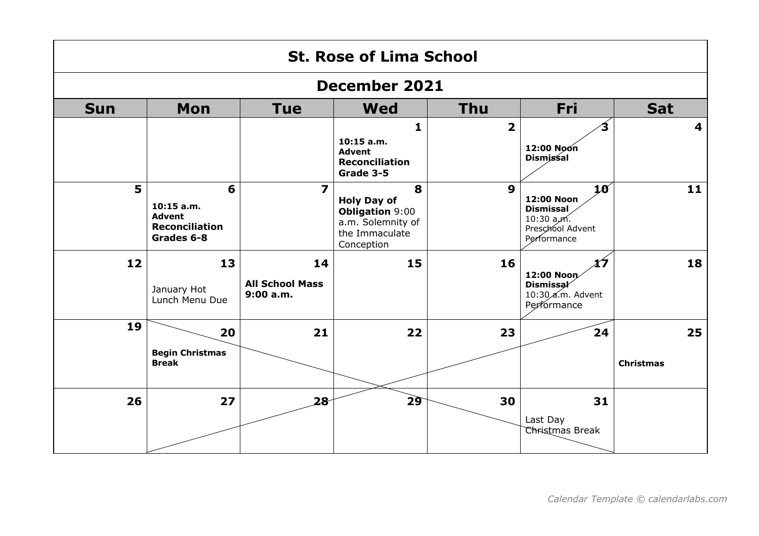# St. Rose of Lima School

## December 2021

| Sun | Mon | Tue | Wed | Thu | Fri | Sat |
|---|---|---|---|---|---|---|
| | | | **1** **10:15 a.m. Advent Reconciliation Grade 3-5** | **2** | **3** **12:00 Noon Dismissal** | **4** |
| **5** | **6** **10:15 a.m. Advent Reconciliation Grades 6-8** | **7** | **8** **Holy Day of Obligation** 9:00 a.m. Solemnity of the Immaculate Conception | **9** | **10** **12:00 Noon Dismissal** 10:30 a.m. Preschool Advent Performance | **11** |
| **12** | **13** January Hot Lunch Menu Due | **14** **All School Mass 9:00 a.m.** | **15** | **16** | **17** **12:00 Noon Dismissal** 10:30 a.m. Advent Performance | **18** |
| **19** | **20** **Begin Christmas Break** | **21** | **22** | **23** | **24** | **25** **Christmas** |
| **26** | **27** | **28** | **29** | **30** | **31** Last Day Christmas Break | |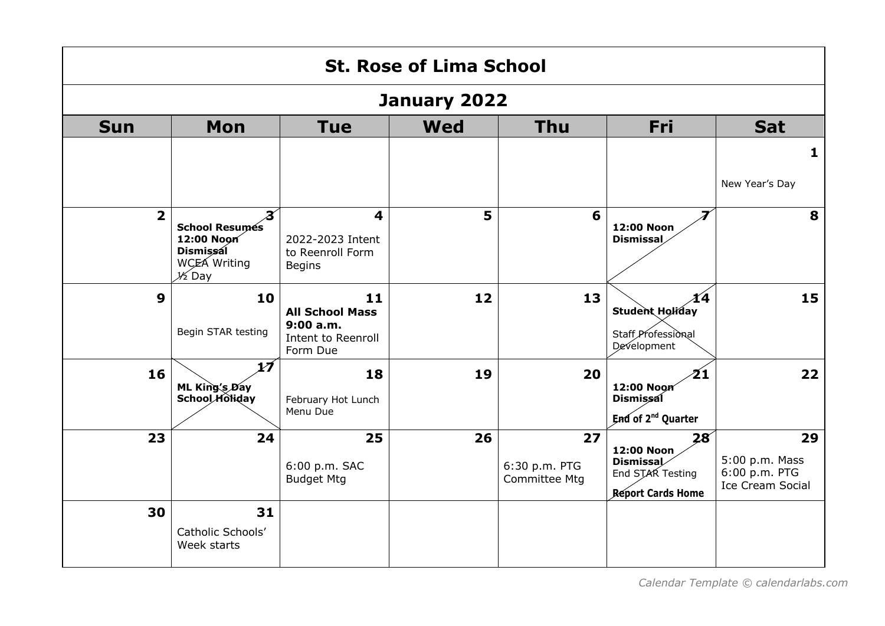# St. Rose of Lima School

## January 2022

| Sun | Mon | Tue | Wed | Thu | Fri | Sat |
|---|---|---|---|---|---|---|
| | | | | | | 1<br>New Year's Day |
| 2 | 3<br>**School Resumes**<br>**12:00 Noon Dismissal**<br>WCEA Writing ½ Day | 4<br>2022-2023 Intent to Reenroll Form Begins | 5 | 6 | 7<br>**12:00 Noon Dismissal** | 8 |
| 9 | 10<br>Begin STAR testing | 11<br>**All School Mass 9:00 a.m.**<br>Intent to Reenroll Form Due | 12 | 13 | 14<br>**Student Holiday**<br>Staff Professional Development | 15 |
| 16 | 17<br>**ML King's Day School Holiday** | 18<br>February Hot Lunch Menu Due | 19 | 20 | 21<br>**12:00 Noon Dismissal**<br>**End of 2nd Quarter** | 22 |
| 23 | 24 | 25<br>6:00 p.m. SAC Budget Mtg | 26 | 27<br>6:30 p.m. PTG Committee Mtg | 28<br>**12:00 Noon Dismissal**<br>End STAR Testing<br>**Report Cards Home** | 29<br>5:00 p.m. Mass<br>6:00 p.m. PTG Ice Cream Social |
| 30 | 31<br>Catholic Schools' Week starts | | | | | |

*Calendar Template © calendarlabs.com*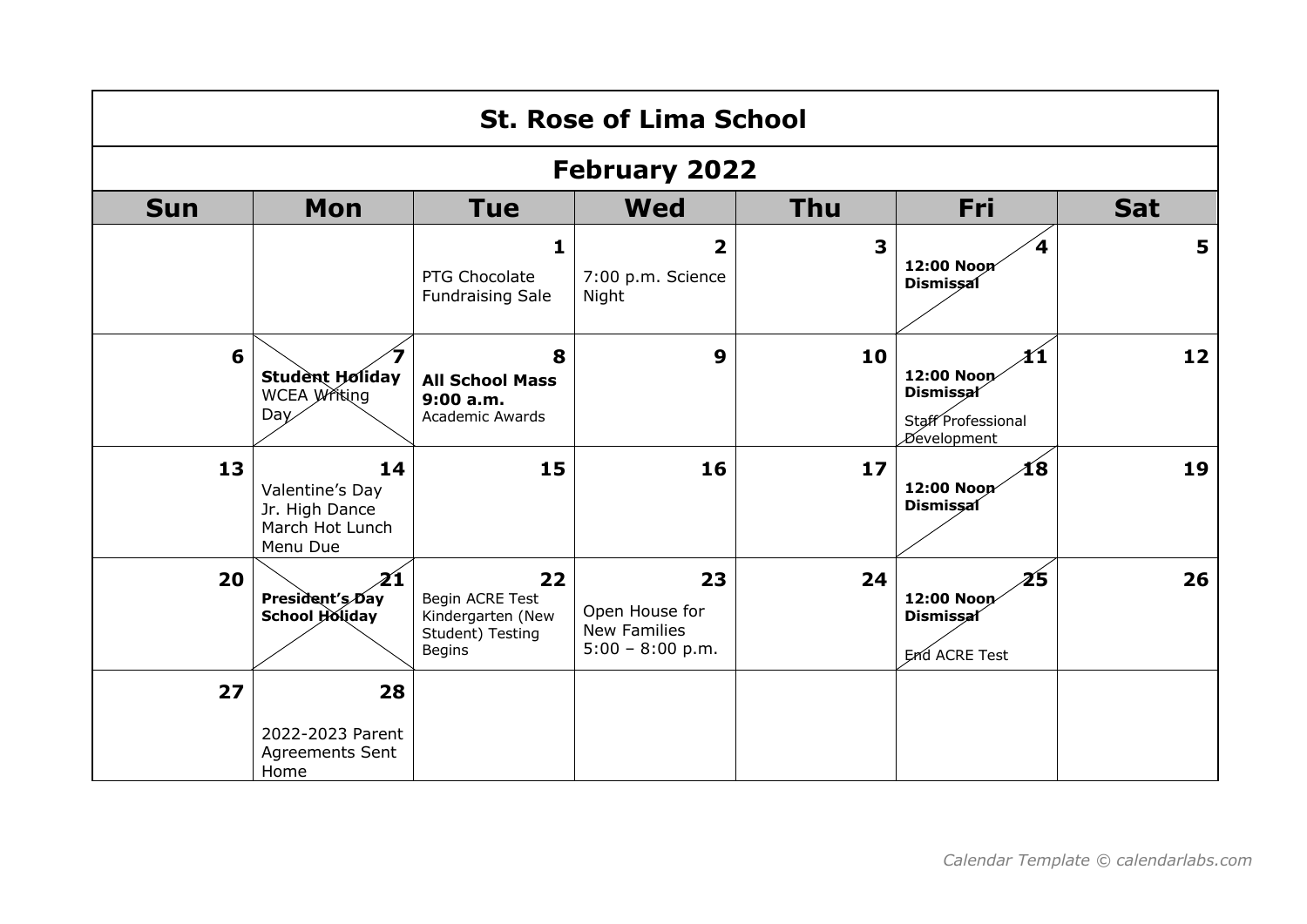# St. Rose of Lima School

## February 2022

| Sun | Mon | Tue | Wed | Thu | Fri | Sat |
|---|---|---|---|---|---|---|
| | | **1** PTG Chocolate Fundraising Sale | **2** 7:00 p.m. Science Night | **3** | **4** **12:00 Noon Dismissal** | **5** |
| **6** | **7** **Student Holiday** WCEA Writing Day | **8** **All School Mass 9:00 a.m.** Academic Awards | **9** | **10** | **11** **12:00 Noon Dismissal** Staff Professional Development | **12** |
| **13** | **14** Valentine's Day Jr. High Dance March Hot Lunch Menu Due | **15** | **16** | **17** | **18** **12:00 Noon Dismissal** | **19** |
| **20** | **21** **President's Day School Holiday** | **22** Begin ACRE Test Kindergarten (New Student) Testing Begins | **23** Open House for New Families 5:00 – 8:00 p.m. | **24** | **25** **12:00 Noon Dismissal** End ACRE Test | **26** |
| **27** | **28** 2022-2023 Parent Agreements Sent Home | | | | | |

*Calendar Template © calendarlabs.com*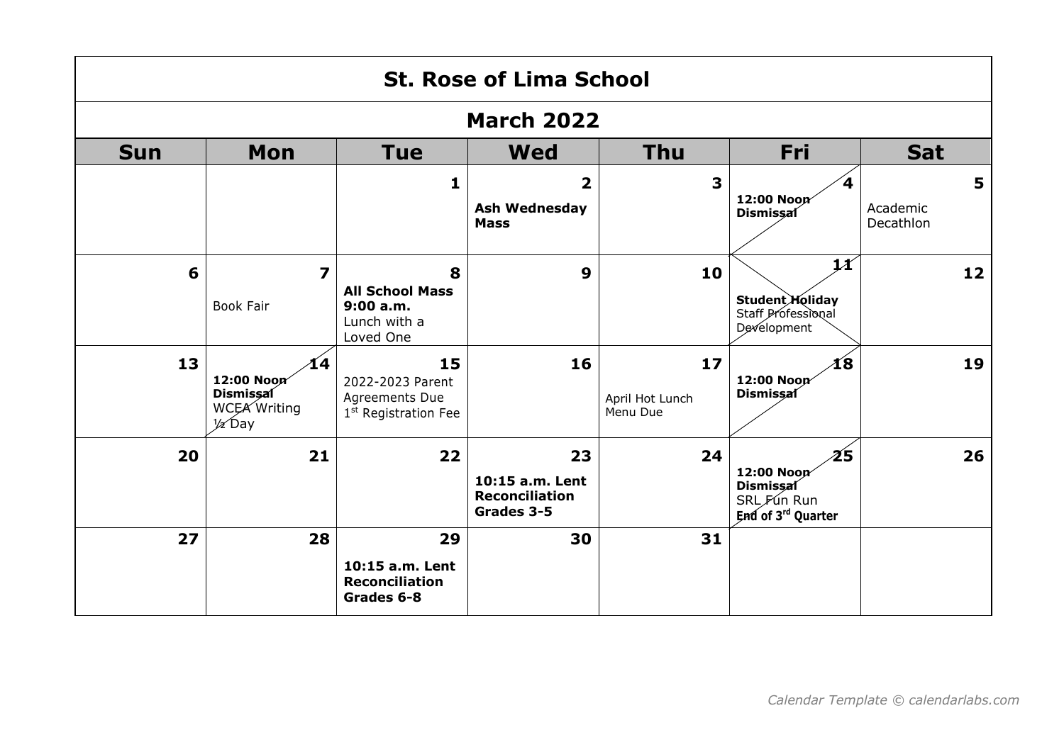# St. Rose of Lima School

## March 2022

| Sun | Mon | Tue | Wed | Thu | Fri | Sat |
|---|---|---|---|---|---|---|
| | | 1 | 2 **Ash Wednesday Mass** | 3 | 4 **12:00 Noon Dismissal** | 5 Academic Decathlon |
| 6 | 7 Book Fair | 8 **All School Mass 9:00 a.m.** Lunch with a Loved One | 9 | 10 | 11 **Student Holiday** Staff Professional Development | 12 |
| 13 | 14 **12:00 Noon Dismissal** WCEA Writing ½ Day | 15 2022-2023 Parent Agreements Due 1st Registration Fee | 16 | 17 April Hot Lunch Menu Due | 18 **12:00 Noon Dismissal** | 19 |
| 20 | 21 | 22 | 23 **10:15 a.m. Lent Reconciliation Grades 3-5** | 24 | 25 **12:00 Noon Dismissal** SRL Fun Run **End of 3rd Quarter** | 26 |
| 27 | 28 | 29 **10:15 a.m. Lent Reconciliation Grades 6-8** | 30 | 31 | | |

*Calendar Template © calendarlabs.com*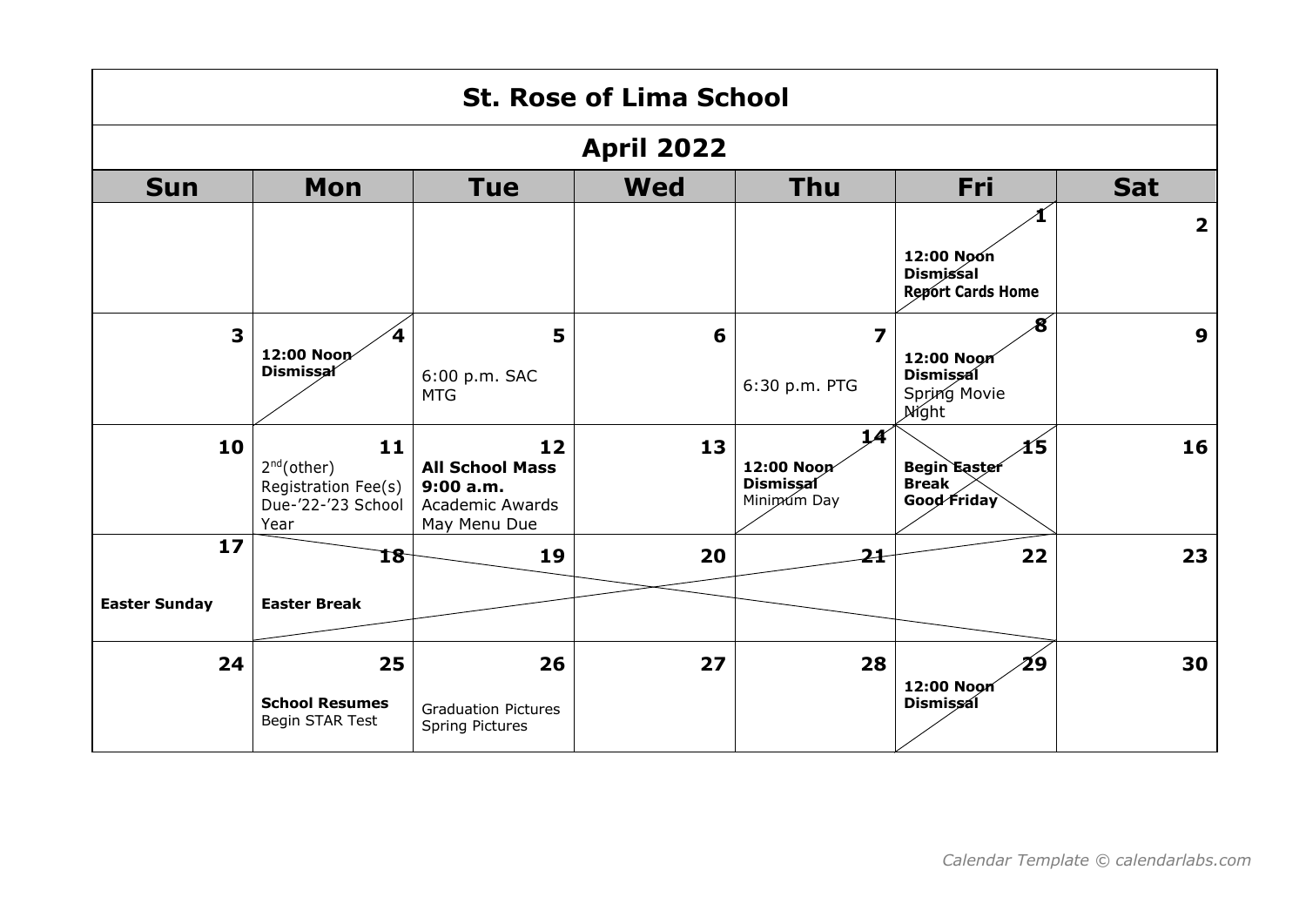# St. Rose of Lima School

## April 2022

| Sun | Mon | Tue | Wed | Thu | Fri | Sat |
|---|---|---|---|---|---|---|
| | | | | | 1<br>**12:00 Noon Dismissal**<br>**Report Cards Home** | 2 |
| 3 | 4<br>**12:00 Noon Dismissal** | 5<br>6:00 p.m. SAC MTG | 6 | 7<br>6:30 p.m. PTG | 8<br>**12:00 Noon Dismissal**<br>Spring Movie Night | 9 |
| 10 | 11<br>2nd(other) Registration Fee(s) Due-'22-'23 School Year | 12<br>**All School Mass 9:00 a.m.**<br>Academic Awards<br>May Menu Due | 13 | 14<br>**12:00 Noon Dismissal**<br>Minimum Day | 15<br>**Begin Easter Break**<br>**Good Friday** | 16 |
| 17<br>**Easter Sunday** | 18<br>**Easter Break** | 19 | 20 | 21 | 22 | 23 |
| 24 | 25<br>**School Resumes**<br>Begin STAR Test | 26<br>Graduation Pictures<br>Spring Pictures | 27 | 28 | 29<br>**12:00 Noon Dismissal** | 30 |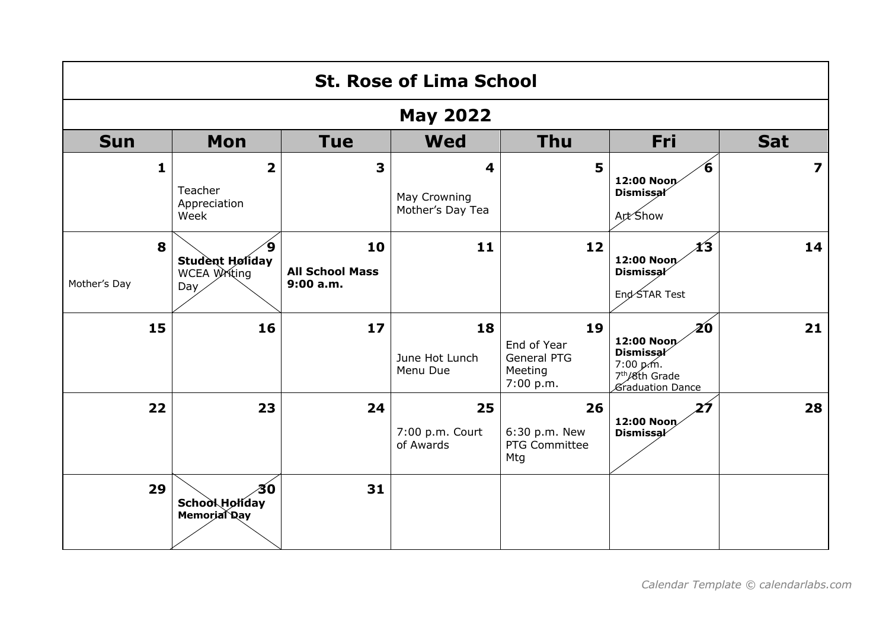# St. Rose of Lima School

## May 2022

| Sun | Mon | Tue | Wed | Thu | Fri | Sat |
|---|---|---|---|---|---|---|
| **1** | **2** Teacher Appreciation Week | **3** | **4** May Crowning Mother's Day Tea | **5** | **6** **12:00 Noon Dismissal** Art Show | **7** |
| **8** Mother's Day | **9** **Student Holiday** WCEA Writing Day | **10** **All School Mass 9:00 a.m.** | **11** | **12** | **13** **12:00 Noon Dismissal** End STAR Test | **14** |
| **15** | **16** | **17** | **18** June Hot Lunch Menu Due | **19** End of Year General PTG Meeting 7:00 p.m. | **20** **12:00 Noon Dismissal** 7:00 p.m. 7th/8th Grade Graduation Dance | **21** |
| **22** | **23** | **24** | **25** 7:00 p.m. Court of Awards | **26** 6:30 p.m. New PTG Committee Mtg | **27** **12:00 Noon Dismissal** | **28** |
| **29** | **30** **School Holiday** **Memorial Day** | **31** | | | | |

*Calendar Template © calendarlabs.com*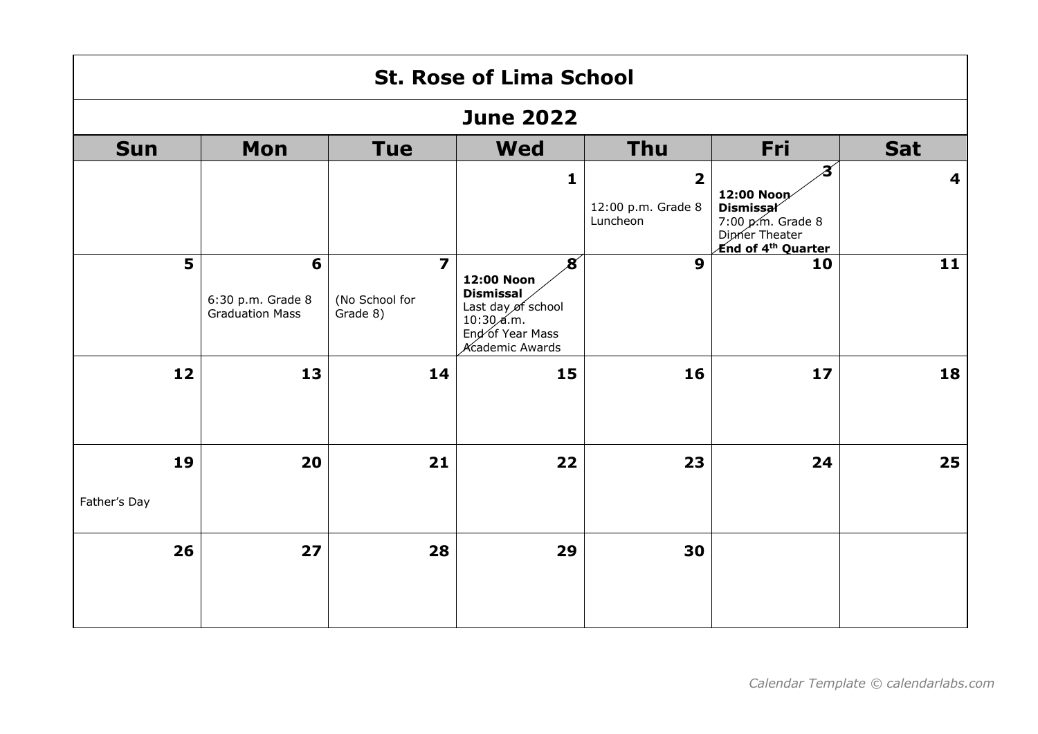# St. Rose of Lima School

## June 2022

| Sun | Mon | Tue | Wed | Thu | Fri | Sat |
|---|---|---|---|---|---|---|
| | | | 1 | 2<br>12:00 p.m. Grade 8 Luncheon | 3<br>**12:00 Noon Dismissal**<br>7:00 p.m. Grade 8 Dinner Theater<br>**End of 4th Quarter** | 4 |
| 5 | 6<br>6:30 p.m. Grade 8 Graduation Mass | 7<br>(No School for Grade 8) | 8<br>**12:00 Noon Dismissal**<br>Last day of school<br>10:30 a.m.<br>End of Year Mass<br>Academic Awards | 9 | 10 | 11 |
| 12 | 13 | 14 | 15 | 16 | 17 | 18 |
| 19<br>Father's Day | 20 | 21 | 22 | 23 | 24 | 25 |
| 26 | 27 | 28 | 29 | 30 | | |

*Calendar Template © calendarlabs.com*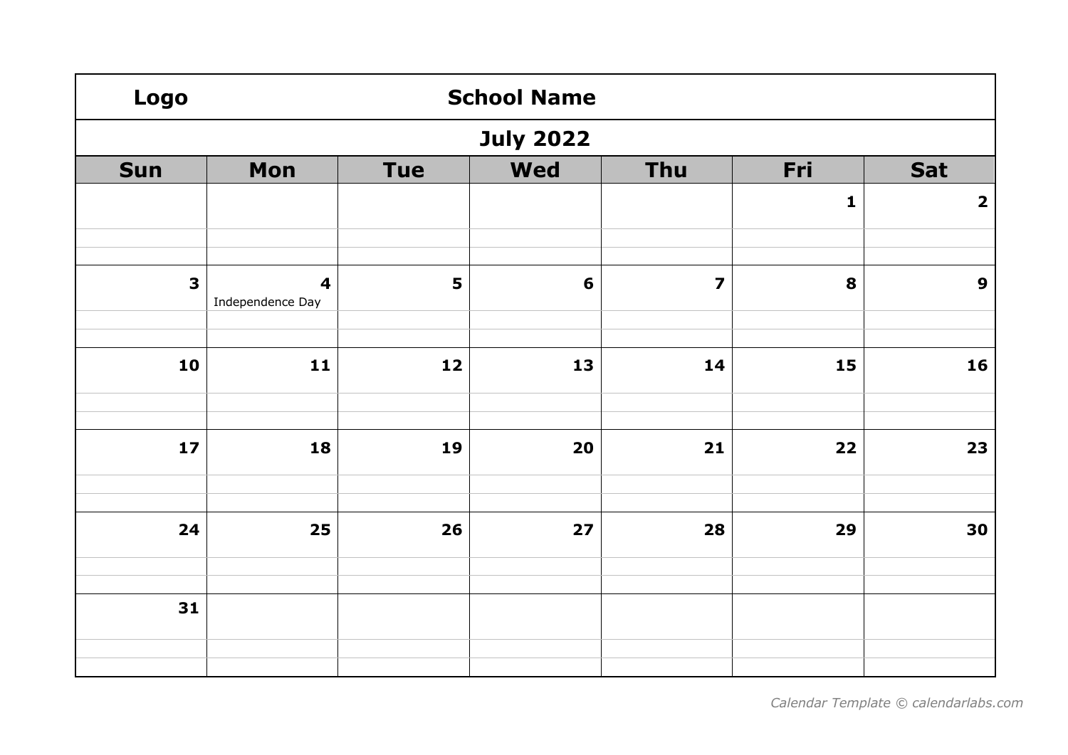**Logo** **School Name**

## July 2022

| Sun | Mon | Tue | Wed | Thu | Fri | Sat |
|---|---|---|---|---|---|---|
| | | | | | 1 | 2 |
| 3 | 4<br>Independence Day | 5 | 6 | 7 | 8 | 9 |
| 10 | 11 | 12 | 13 | 14 | 15 | 16 |
| 17 | 18 | 19 | 20 | 21 | 22 | 23 |
| 24 | 25 | 26 | 27 | 28 | 29 | 30 |
| 31 | | | | | | |

*Calendar Template © calendarlabs.com*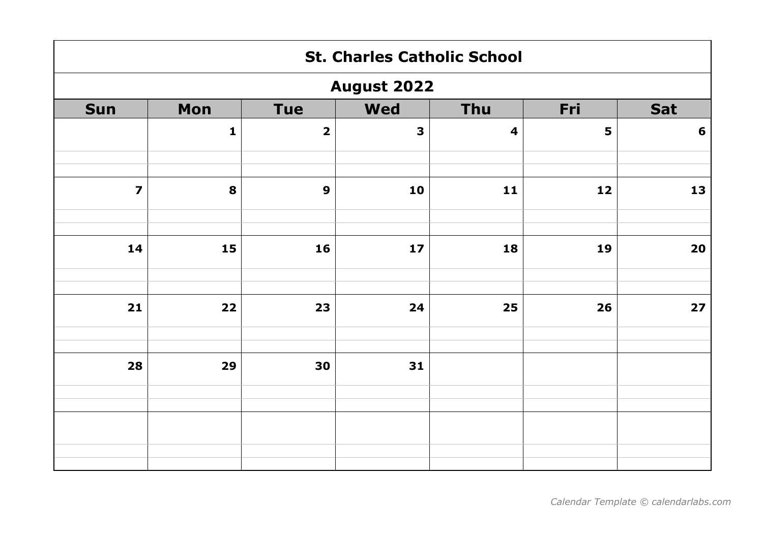# St. Charles Catholic School

## August 2022

| Sun | Mon | Tue | Wed | Thu | Fri | Sat |
|---|---|---|---|---|---|---|
| | 1 | 2 | 3 | 4 | 5 | 6 |
| 7 | 8 | 9 | 10 | 11 | 12 | 13 |
| 14 | 15 | 16 | 17 | 18 | 19 | 20 |
| 21 | 22 | 23 | 24 | 25 | 26 | 27 |
| 28 | 29 | 30 | 31 | | | |
| | | | | | | |

*Calendar Template © calendarlabs.com*